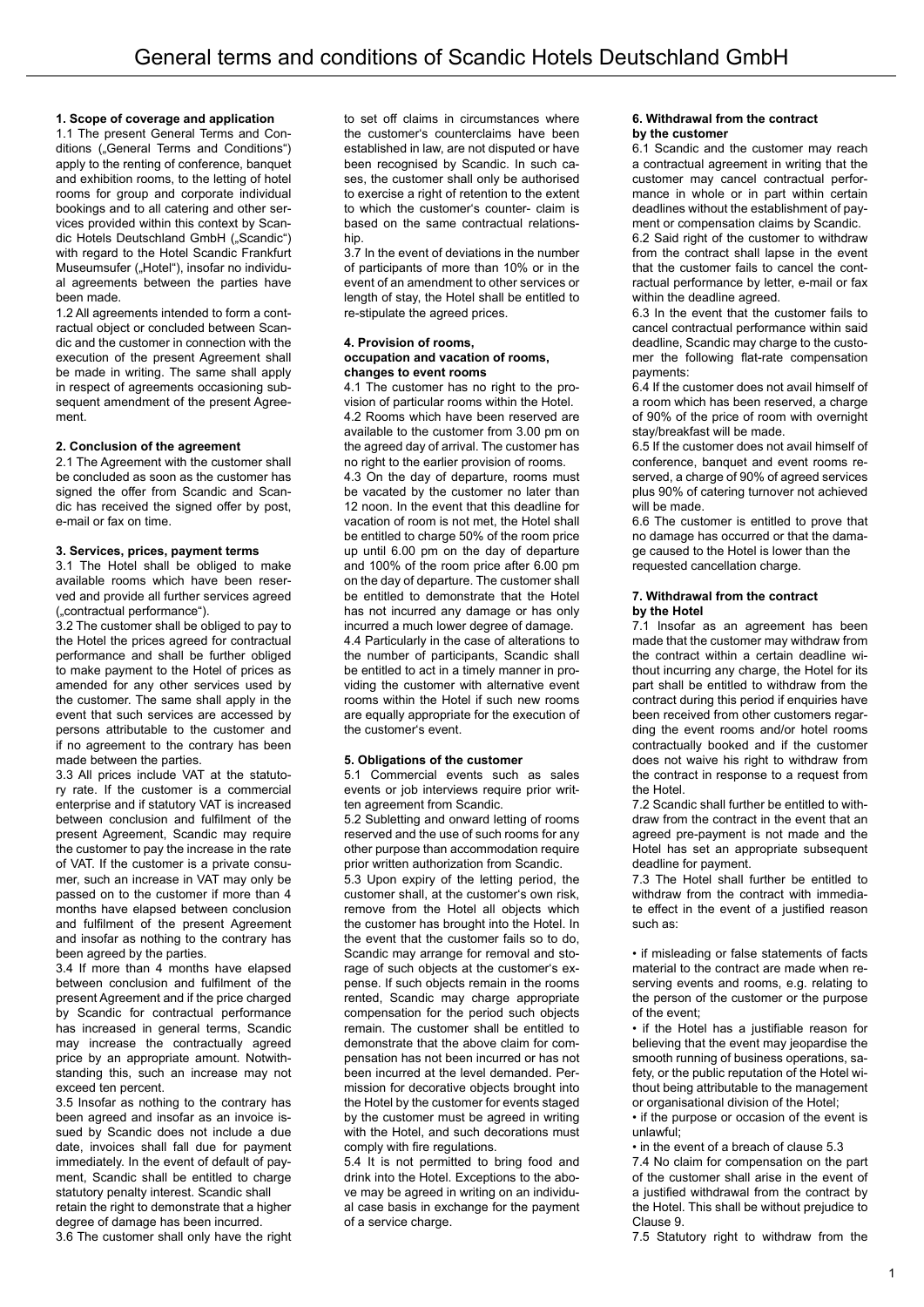# General terms and conditions of Scandic Hotels Deutschland GmbH

**1. Scope of coverage and application**

1.1 The present General Terms and Conditions („General Terms and Conditions") apply to the renting of conference, banquet and exhibition rooms, to the letting of hotel rooms for group and corporate individual bookings and to all catering and other services provided within this context by Scandic Hotels Deutschland GmbH („Scandic") with regard to the Hotel Scandic Frankfurt Museumsufer („Hotel"), insofar no individual agreements between the parties have been made.

1.2 All agreements intended to form a contractual object or concluded between Scandic and the customer in connection with the execution of the present Agreement shall be made in writing. The same shall apply in respect of agreements occasioning subsequent amendment of the present Agreement.

**2. Conclusion of the agreement**

2.1 The Agreement with the customer shall be concluded as soon as the customer has signed the offer from Scandic and Scandic has received the signed offer by post, e-mail or fax on time.

**3. Services, prices, payment terms**

3.1 The Hotel shall be obliged to make available rooms which have been reserved and provide all further services agreed („contractual performance").

3.2 The customer shall be obliged to pay to the Hotel the prices agreed for contractual performance and shall be further obliged to make payment to the Hotel of prices as amended for any other services used by the customer. The same shall apply in the event that such services are accessed by persons attributable to the customer and if no agreement to the contrary has been made between the parties.

3.3 All prices include VAT at the statutory rate. If the customer is a commercial enterprise and if statutory VAT is increased between conclusion and fulfilment of the present Agreement, Scandic may require the customer to pay the increase in the rate of VAT. If the customer is a private consumer, such an increase in VAT may only be passed on to the customer if more than 4 months have elapsed between conclusion and fulfilment of the present Agreement and insofar as nothing to the contrary has been agreed by the parties.

3.4 If more than 4 months have elapsed between conclusion and fulfilment of the present Agreement and if the price charged by Scandic for contractual performance has increased in general terms, Scandic may increase the contractually agreed price by an appropriate amount. Notwithstanding this, such an increase may not exceed ten percent.

3.5 Insofar as nothing to the contrary has been agreed and insofar as an invoice issued by Scandic does not include a due date, invoices shall fall due for payment immediately. In the event of default of payment, Scandic shall be entitled to charge statutory penalty interest. Scandic shall retain the right to demonstrate that a higher degree of damage has been incurred.

3.6 The customer shall only have the right to set off claims in circumstances where the customer's counterclaims have been established in law, are not disputed or have been recognised by Scandic. In such cases, the customer shall only be authorised to exercise a right of retention to the extent to which the customer's counter- claim is based on the same contractual relationship.

3.7 In the event of deviations in the number of participants of more than 10% or in the event of an amendment to other services or length of stay, the Hotel shall be entitled to re-stipulate the agreed prices.

**4. Provision of rooms, occupation and vacation of rooms, changes to event rooms**

4.1 The customer has no right to the provision of particular rooms within the Hotel.

4.2 Rooms which have been reserved are available to the customer from 3.00 pm on the agreed day of arrival. The customer has no right to the earlier provision of rooms.

4.3 On the day of departure, rooms must be vacated by the customer no later than 12 noon. In the event that this deadline for vacation of room is not met, the Hotel shall be entitled to charge 50% of the room price up until 6.00 pm on the day of departure and 100% of the room price after 6.00 pm on the day of departure. The customer shall be entitled to demonstrate that the Hotel has not incurred any damage or has only incurred a much lower degree of damage.

4.4 Particularly in the case of alterations to the number of participants, Scandic shall be entitled to act in a timely manner in providing the customer with alternative event rooms within the Hotel if such new rooms are equally appropriate for the execution of the customer's event.

**5. Obligations of the customer**

5.1 Commercial events such as sales events or job interviews require prior written agreement from Scandic.

5.2 Subletting and onward letting of rooms reserved and the use of such rooms for any other purpose than accommodation require prior written authorization from Scandic.

5.3 Upon expiry of the letting period, the customer shall, at the customer's own risk, remove from the Hotel all objects which the customer has brought into the Hotel. In the event that the customer fails so to do, Scandic may arrange for removal and storage of such objects at the customer's expense. If such objects remain in the rooms rented, Scandic may charge appropriate compensation for the period such objects remain. The customer shall be entitled to demonstrate that the above claim for compensation has not been incurred or has not been incurred at the level demanded. Permission for decorative objects brought into the Hotel by the customer for events staged by the customer must be agreed in writing with the Hotel, and such decorations must comply with fire regulations.

5.4 It is not permitted to bring food and drink into the Hotel. Exceptions to the above may be agreed in writing on an individual case basis in exchange for the payment of a service charge.

**6. Withdrawal from the contract by the customer**

6.1 Scandic and the customer may reach a contractual agreement in writing that the customer may cancel contractual performance in whole or in part within certain deadlines without the establishment of payment or compensation claims by Scandic.

6.2 Said right of the customer to withdraw from the contract shall lapse in the event that the customer fails to cancel the contractual performance by letter, e-mail or fax within the deadline agreed.

6.3 In the event that the customer fails to cancel contractual performance within said deadline, Scandic may charge to the customer the following flat-rate compensation payments:

6.4 If the customer does not avail himself of a room which has been reserved, a charge of 90% of the price of room with overnight stay/breakfast will be made.

6.5 If the customer does not avail himself of conference, banquet and event rooms reserved, a charge of 90% of agreed services plus 90% of catering turnover not achieved will be made.

6.6 The customer is entitled to prove that no damage has occurred or that the damage caused to the Hotel is lower than the requested cancellation charge.

**7. Withdrawal from the contract by the Hotel**

7.1 Insofar as an agreement has been made that the customer may withdraw from the contract within a certain deadline without incurring any charge, the Hotel for its part shall be entitled to withdraw from the contract during this period if enquiries have been received from other customers regarding the event rooms and/or hotel rooms contractually booked and if the customer does not waive his right to withdraw from the contract in response to a request from the Hotel.

7.2 Scandic shall further be entitled to withdraw from the contract in the event that an agreed pre-payment is not made and the Hotel has set an appropriate subsequent deadline for payment.

7.3 The Hotel shall further be entitled to withdraw from the contract with immediate effect in the event of a justified reason such as:

- if misleading or false statements of facts material to the contract are made when reserving events and rooms, e.g. relating to the person of the customer or the purpose of the event;
- if the Hotel has a justifiable reason for believing that the event may jeopardise the smooth running of business operations, safety, or the public reputation of the Hotel without being attributable to the management or organisational division of the Hotel;
- if the purpose or occasion of the event is unlawful;
- in the event of a breach of clause 5.3

7.4 No claim for compensation on the part of the customer shall arise in the event of a justified withdrawal from the contract by the Hotel. This shall be without prejudice to Clause 9.

7.5 Statutory right to withdraw from the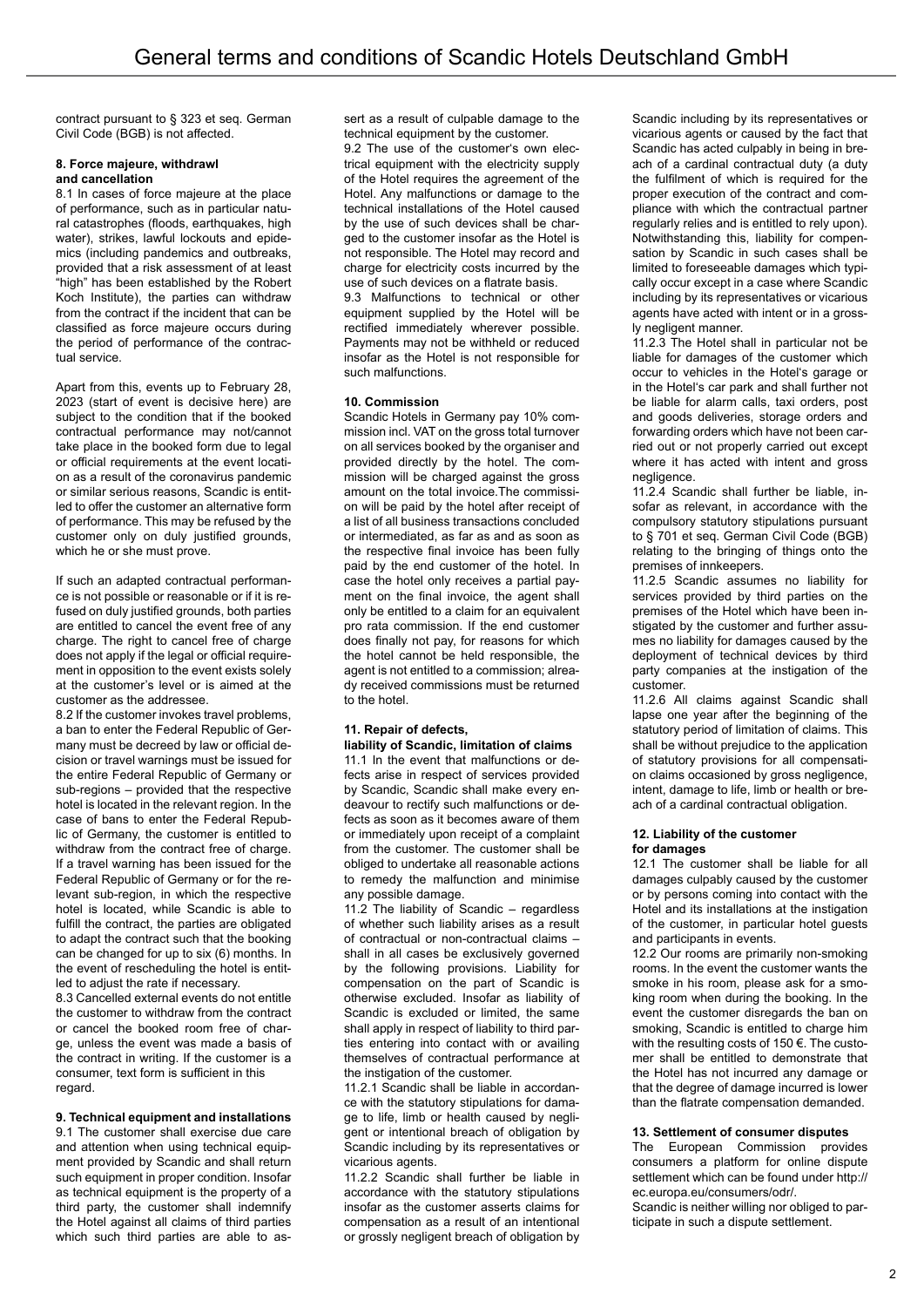contract pursuant to § 323 et seq. German Civil Code (BGB) is not affected.

#### 8. Force majeure, withdrawl and cancellation

8.1 In cases of force majeure at the place of performance, such as in particular natural catastrophes (floods, earthquakes, high water), strikes, lawful lockouts and epidemics (including pandemics and outbreaks, provided that a risk assessment of at least "high" has been established by the Robert Koch Institute), the parties can withdraw from the contract if the incident that can be classified as force majeure occurs during the period of performance of the contractual service.

Apart from this, events up to February 28, 2023 (start of event is decisive here) are subject to the condition that if the booked contractual performance may not/cannot take place in the booked form due to legal or official requirements at the event location as a result of the coronavirus pandemic or similar serious reasons, Scandic is entitled to offer the customer an alternative form of performance. This may be refused by the customer only on duly justified grounds, which he or she must prove.

If such an adapted contractual performance is not possible or reasonable or if it is refused on duly justified grounds, both parties are entitled to cancel the event free of any charge. The right to cancel free of charge does not apply if the legal or official requirement in opposition to the event exists solely at the customer's level or is aimed at the customer as the addressee.

8.2 If the customer invokes travel problems, a ban to enter the Federal Republic of Germany must be decreed by law or official decision or travel warnings must be issued for the entire Federal Republic of Germany or sub-regions – provided that the respective hotel is located in the relevant region. In the case of bans to enter the Federal Republic of Germany, the customer is entitled to withdraw from the contract free of charge. If a travel warning has been issued for the Federal Republic of Germany or for the relevant sub-region, in which the respective hotel is located, while Scandic is able to fulfill the contract, the parties are obligated to adapt the contract such that the booking can be changed for up to six (6) months. In the event of rescheduling the hotel is entitled to adjust the rate if necessary.

8.3 Cancelled external events do not entitle the customer to withdraw from the contract or cancel the booked room free of charge, unless the event was made a basis of the contract in writing. If the customer is a consumer, text form is sufficient in this regard.

#### 9. Technical equipment and installations

9.1 The customer shall exercise due care and attention when using technical equipment provided by Scandic and shall return such equipment in proper condition. Insofar as technical equipment is the property of a third party, the customer shall indemnify the Hotel against all claims of third parties which such third parties are able to assert as a result of culpable damage to the technical equipment by the customer.

9.2 The use of the customer's own electrical equipment with the electricity supply of the Hotel requires the agreement of the Hotel. Any malfunctions or damage to the technical installations of the Hotel caused by the use of such devices shall be charged to the customer insofar as the Hotel is not responsible. The Hotel may record and charge for electricity costs incurred by the use of such devices on a flatrate basis.

9.3 Malfunctions to technical or other equipment supplied by the Hotel will be rectified immediately wherever possible. Payments may not be withheld or reduced insofar as the Hotel is not responsible for such malfunctions.

#### 10. Commission

Scandic Hotels in Germany pay 10% commission incl. VAT on the gross total turnover on all services booked by the organiser and provided directly by the hotel. The commission will be charged against the gross amount on the total invoice.The commission will be paid by the hotel after receipt of a list of all business transactions concluded or intermediated, as far as and as soon as the respective final invoice has been fully paid by the end customer of the hotel. In case the hotel only receives a partial payment on the final invoice, the agent shall only be entitled to a claim for an equivalent pro rata commission. If the end customer does finally not pay, for reasons for which the hotel cannot be held responsible, the agent is not entitled to a commission; already received commissions must be returned to the hotel.

#### 11. Repair of defects, liability of Scandic, limitation of claims

11.1 In the event that malfunctions or defects arise in respect of services provided by Scandic, Scandic shall make every endeavour to rectify such malfunctions or defects as soon as it becomes aware of them or immediately upon receipt of a complaint from the customer. The customer shall be obliged to undertake all reasonable actions to remedy the malfunction and minimise any possible damage.

11.2 The liability of Scandic – regardless of whether such liability arises as a result of contractual or non-contractual claims – shall in all cases be exclusively governed by the following provisions. Liability for compensation on the part of Scandic is otherwise excluded. Insofar as liability of Scandic is excluded or limited, the same shall apply in respect of liability to third parties entering into contact with or availing themselves of contractual performance at the instigation of the customer.

11.2.1 Scandic shall be liable in accordance with the statutory stipulations for damage to life, limb or health caused by negligent or intentional breach of obligation by Scandic including by its representatives or vicarious agents.

11.2.2 Scandic shall further be liable in accordance with the statutory stipulations insofar as the customer asserts claims for compensation as a result of an intentional or grossly negligent breach of obligation by Scandic including by its representatives or vicarious agents or caused by the fact that Scandic has acted culpably in being in breach of a cardinal contractual duty (a duty the fulfilment of which is required for the proper execution of the contract and compliance with which the contractual partner regularly relies and is entitled to rely upon). Notwithstanding this, liability for compensation by Scandic in such cases shall be limited to foreseeable damages which typically occur except in a case where Scandic including by its representatives or vicarious agents have acted with intent or in a grossly negligent manner.

11.2.3 The Hotel shall in particular not be liable for damages of the customer which occur to vehicles in the Hotel's garage or in the Hotel's car park and shall further not be liable for alarm calls, taxi orders, post and goods deliveries, storage orders and forwarding orders which have not been carried out or not properly carried out except where it has acted with intent and gross negligence.

11.2.4 Scandic shall further be liable, insofar as relevant, in accordance with the compulsory statutory stipulations pursuant to § 701 et seq. German Civil Code (BGB) relating to the bringing of things onto the premises of innkeepers.

11.2.5 Scandic assumes no liability for services provided by third parties on the premises of the Hotel which have been instigated by the customer and further assumes no liability for damages caused by the deployment of technical devices by third party companies at the instigation of the customer.

11.2.6 All claims against Scandic shall lapse one year after the beginning of the statutory period of limitation of claims. This shall be without prejudice to the application of statutory provisions for all compensation claims occasioned by gross negligence, intent, damage to life, limb or health or breach of a cardinal contractual obligation.

#### 12. Liability of the customer for damages

12.1 The customer shall be liable for all damages culpably caused by the customer or by persons coming into contact with the Hotel and its installations at the instigation of the customer, in particular hotel guests and participants in events.

12.2 Our rooms are primarily non-smoking rooms. In the event the customer wants the smoke in his room, please ask for a smoking room when during the booking. In the event the customer disregards the ban on smoking, Scandic is entitled to charge him with the resulting costs of 150 €. The customer shall be entitled to demonstrate that the Hotel has not incurred any damage or that the degree of damage incurred is lower than the flatrate compensation demanded.

#### 13. Settlement of consumer disputes

The European Commission provides consumers a platform for online dispute settlement which can be found under http://ec.europa.eu/consumers/odr/.

Scandic is neither willing nor obliged to participate in such a dispute settlement.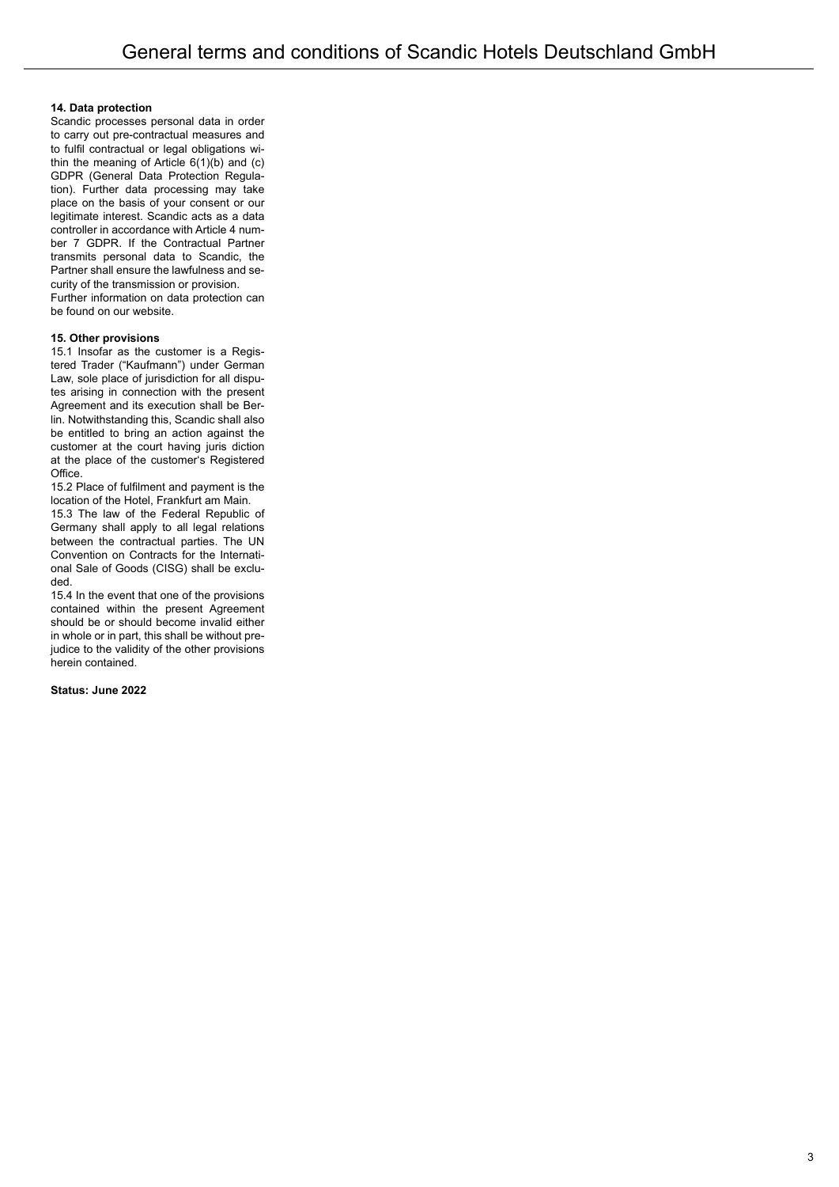**14. Data protection**

Scandic processes personal data in order to carry out pre-contractual measures and to fulfil contractual or legal obligations within the meaning of Article 6(1)(b) and (c) GDPR (General Data Protection Regulation). Further data processing may take place on the basis of your consent or our legitimate interest. Scandic acts as a data controller in accordance with Article 4 number 7 GDPR. If the Contractual Partner transmits personal data to Scandic, the Partner shall ensure the lawfulness and security of the transmission or provision.
Further information on data protection can be found on our website.

**15. Other provisions**

15.1 Insofar as the customer is a Registered Trader ("Kaufmann") under German Law, sole place of jurisdiction for all disputes arising in connection with the present Agreement and its execution shall be Berlin. Notwithstanding this, Scandic shall also be entitled to bring an action against the customer at the court having juris diction at the place of the customer's Registered Office.
15.2 Place of fulfilment and payment is the location of the Hotel, Frankfurt am Main.
15.3 The law of the Federal Republic of Germany shall apply to all legal relations between the contractual parties. The UN Convention on Contracts for the International Sale of Goods (CISG) shall be excluded.
15.4 In the event that one of the provisions contained within the present Agreement should be or should become invalid either in whole or in part, this shall be without prejudice to the validity of the other provisions herein contained.

**Status: June 2022**